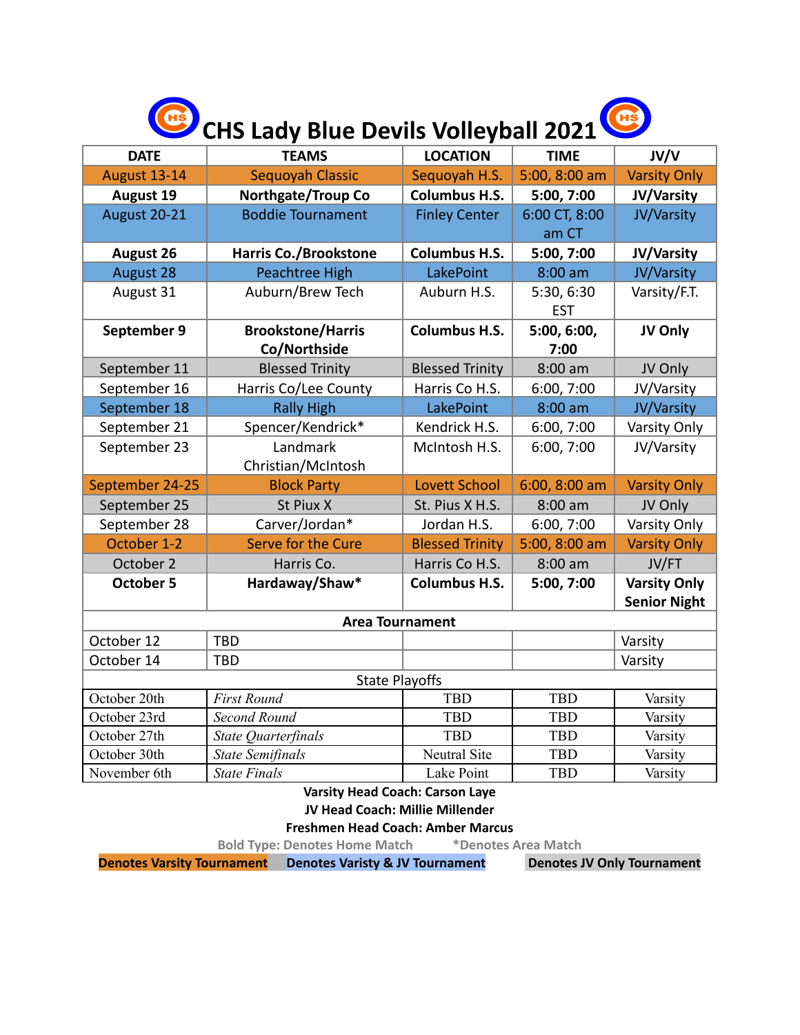# CHS Lady Blue Devils Volleyball 2021

| DATE | TEAMS | LOCATION | TIME | JV/V |
|---|---|---|---|---|
| August 13-14 | Sequoyah Classic | Sequoyah H.S. | 5:00, 8:00 am | Varsity Only |
| **August 19** | **Northgate/Troup Co** | **Columbus H.S.** | **5:00, 7:00** | **JV/Varsity** |
| August 20-21 | Boddie Tournament | Finley Center | 6:00 CT, 8:00 am CT | JV/Varsity |
| **August 26** | **Harris Co./Brookstone** | **Columbus H.S.** | **5:00, 7:00** | **JV/Varsity** |
| August 28 | Peachtree High | LakePoint | 8:00 am | JV/Varsity |
| August 31 | Auburn/Brew Tech | Auburn H.S. | 5:30, 6:30 EST | Varsity/F.T. |
| **September 9** | **Brookstone/Harris Co/Northside** | **Columbus H.S.** | **5:00, 6:00, 7:00** | **JV Only** |
| September 11 | Blessed Trinity | Blessed Trinity | 8:00 am | JV Only |
| September 16 | Harris Co/Lee County | Harris Co H.S. | 6:00, 7:00 | JV/Varsity |
| September 18 | Rally High | LakePoint | 8:00 am | JV/Varsity |
| September 21 | Spencer/Kendrick* | Kendrick H.S. | 6:00, 7:00 | Varsity Only |
| September 23 | Landmark Christian/McIntosh | McIntosh H.S. | 6:00, 7:00 | JV/Varsity |
| September 24-25 | Block Party | Lovett School | 6:00, 8:00 am | Varsity Only |
| September 25 | St Piux X | St. Pius X H.S. | 8:00 am | JV Only |
| September 28 | Carver/Jordan* | Jordan H.S. | 6:00, 7:00 | Varsity Only |
| October 1-2 | Serve for the Cure | Blessed Trinity | 5:00, 8:00 am | Varsity Only |
| October 2 | Harris Co. | Harris Co H.S. | 8:00 am | JV/FT |
| **October 5** | **Hardaway/Shaw*** | **Columbus H.S.** | **5:00, 7:00** | **Varsity Only Senior Night** |
| **Area Tournament** | | | | |
| October 12 | TBD | | | Varsity |
| October 14 | TBD | | | Varsity |
| State Playoffs | | | | |
| October 20th | *First Round* | TBD | TBD | Varsity |
| October 23rd | *Second Round* | TBD | TBD | Varsity |
| October 27th | *State Quarterfinals* | TBD | TBD | Varsity |
| October 30th | *State Semifinals* | Neutral Site | TBD | Varsity |
| November 6th | *State Finals* | Lake Point | TBD | Varsity |

**Varsity Head Coach: Carson Laye**

**JV Head Coach: Millie Millender**

**Freshmen Head Coach: Amber Marcus**

**Bold Type: Denotes Home Match** *Denotes Area Match

**Denotes Varsity Tournament** **Denotes Varisty & JV Tournament** **Denotes JV Only Tournament**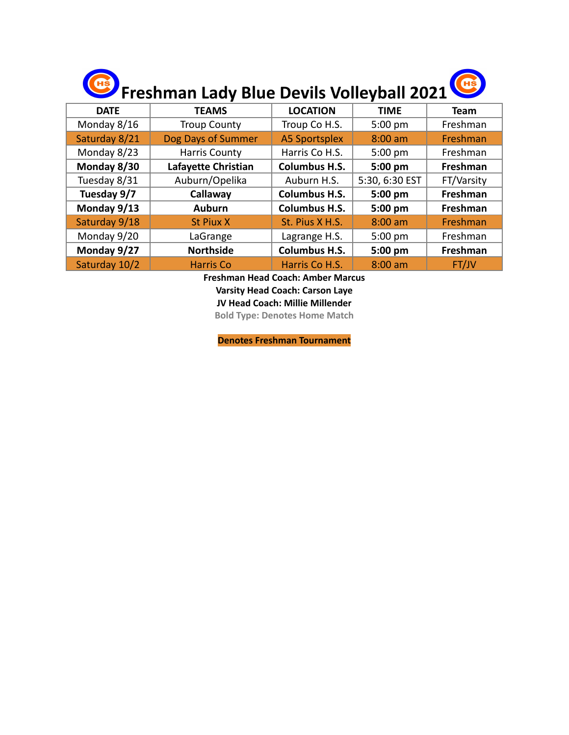# Freshman Lady Blue Devils Volleyball 2021

| DATE | TEAMS | LOCATION | TIME | Team |
|---|---|---|---|---|
| Monday 8/16 | Troup County | Troup Co H.S. | 5:00 pm | Freshman |
| Saturday 8/21 | Dog Days of Summer | A5 Sportsplex | 8:00 am | Freshman |
| Monday 8/23 | Harris County | Harris Co H.S. | 5:00 pm | Freshman |
| **Monday 8/30** | **Lafayette Christian** | **Columbus H.S.** | **5:00 pm** | **Freshman** |
| Tuesday 8/31 | Auburn/Opelika | Auburn H.S. | 5:30, 6:30 EST | FT/Varsity |
| **Tuesday 9/7** | **Callaway** | **Columbus H.S.** | **5:00 pm** | **Freshman** |
| **Monday 9/13** | **Auburn** | **Columbus H.S.** | **5:00 pm** | **Freshman** |
| Saturday 9/18 | St Piux X | St. Pius X H.S. | 8:00 am | Freshman |
| Monday 9/20 | LaGrange | Lagrange H.S. | 5:00 pm | Freshman |
| **Monday 9/27** | **Northside** | **Columbus H.S.** | **5:00 pm** | **Freshman** |
| Saturday 10/2 | Harris Co | Harris Co H.S. | 8:00 am | FT/JV |

**Freshman Head Coach: Amber Marcus**

**Varsity Head Coach: Carson Laye**

**JV Head Coach: Millie Millender**

**Bold Type: Denotes Home Match**

**Denotes Freshman Tournament**